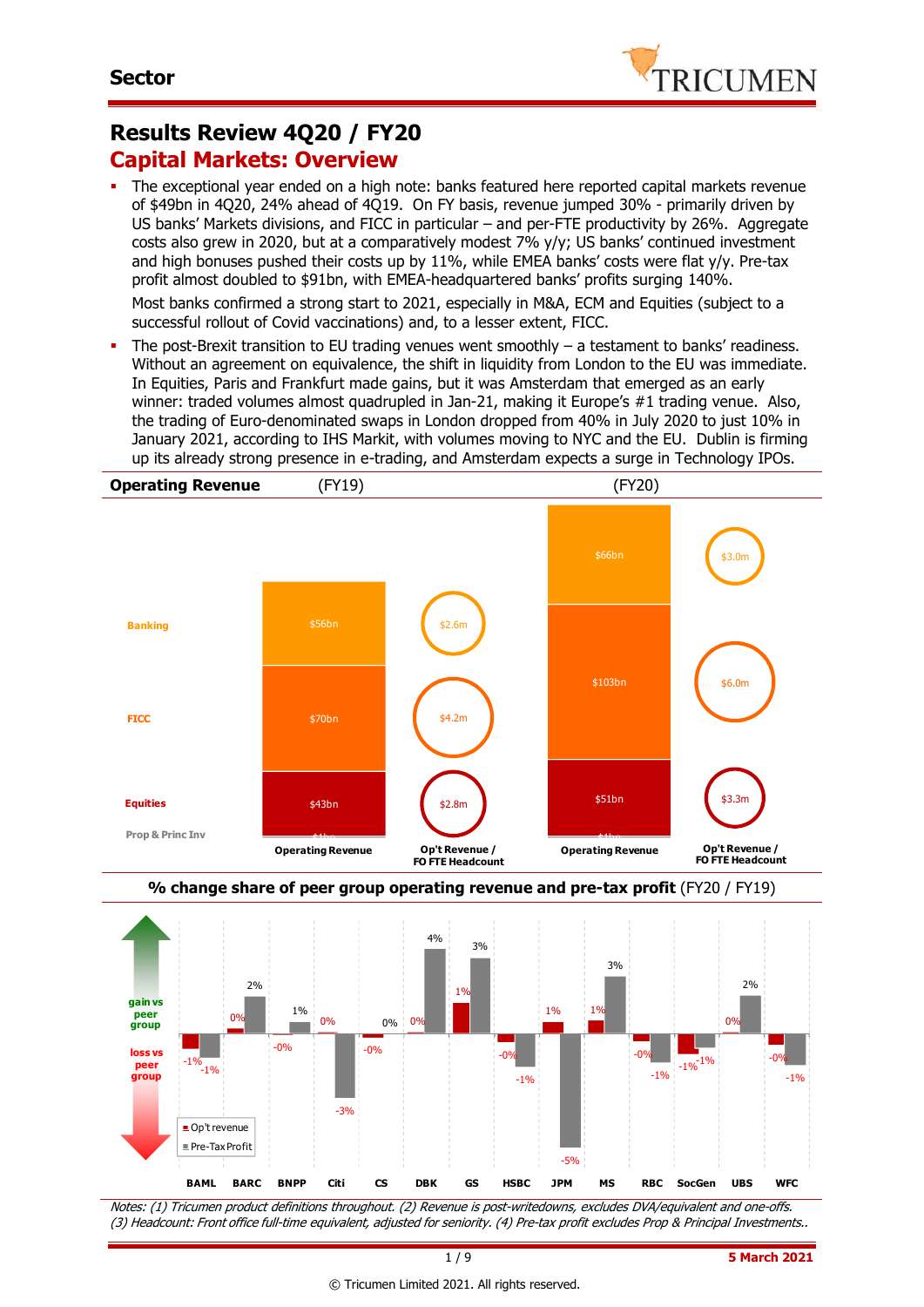Sector

# Results Review 4Q20 / FY20

## Capital Markets: Overview

- The exceptional year ended on a high note: banks featured here reported capital markets revenue of $49bn in 4Q20, 24% ahead of 4Q19. On FY basis, revenue jumped 30% - primarily driven by US banks' Markets divisions, and FICC in particular – and per-FTE productivity by 26%. Aggregate costs also grew in 2020, but at a comparatively modest 7% y/y; US banks' continued investment and high bonuses pushed their costs up by 11%, while EMEA banks' costs were flat y/y. Pre-tax profit almost doubled to $91bn, with EMEA-headquartered banks' profits surging 140%.

  Most banks confirmed a strong start to 2021, especially in M&A, ECM and Equities (subject to a successful rollout of Covid vaccinations) and, to a lesser extent, FICC.

- The post-Brexit transition to EU trading venues went smoothly – a testament to banks' readiness. Without an agreement on equivalence, the shift in liquidity from London to the EU was immediate. In Equities, Paris and Frankfurt made gains, but it was Amsterdam that emerged as an early winner: traded volumes almost quadrupled in Jan-21, making it Europe's #1 trading venue. Also, the trading of Euro-denominated swaps in London dropped from 40% in July 2020 to just 10% in January 2021, according to IHS Markit, with volumes moving to NYC and the EU. Dublin is firming up its already strong presence in e-trading, and Amsterdam expects a surge in Technology IPOs.

**Operating Revenue** (FY19) (FY20)

| | FY19 Operating Revenue | FY19 Op't Revenue / FO FTE Headcount | FY20 Operating Revenue | FY20 Op't Revenue / FO FTE Headcount |
|---|---|---|---|---|
| Banking | $56bn | $2.6m | $66bn | $3.0m |
| FICC | $70bn | $4.2m | $103bn | $6.0m |
| Equities | $43bn | $2.8m | $51bn | $3.3m |
| Prop & Princ Inv | $1bn | | $1bn | |

**% change share of peer group operating revenue and pre-tax profit** (FY20 / FY19)

| | BAML | BARC | BNPP | Citi | CS | DBK | GS | HSBC | JPM | MS | RBC | SocGen | UBS | WFC |
|---|---|---|---|---|---|---|---|---|---|---|---|---|---|---|
| Op't revenue | -1% | 0% | -0% | 0% | -0% | 0% | 1% | -0% | 1% | 1% | -0% | -1% | 0% | -0% |
| Pre-Tax Profit | -1% | 2% | 1% | -3% | 0% | 4% | 3% | -1% | -5% | 3% | -1% | -1% | 2% | -1% |

*Notes: (1) Tricumen product definitions throughout. (2) Revenue is post-writedowns, excludes DVA/equivalent and one-offs. (3) Headcount: Front office full-time equivalent, adjusted for seniority. (4) Pre-tax profit excludes Prop & Principal Investments..*

5 March 2021

© Tricumen Limited 2021. All rights reserved.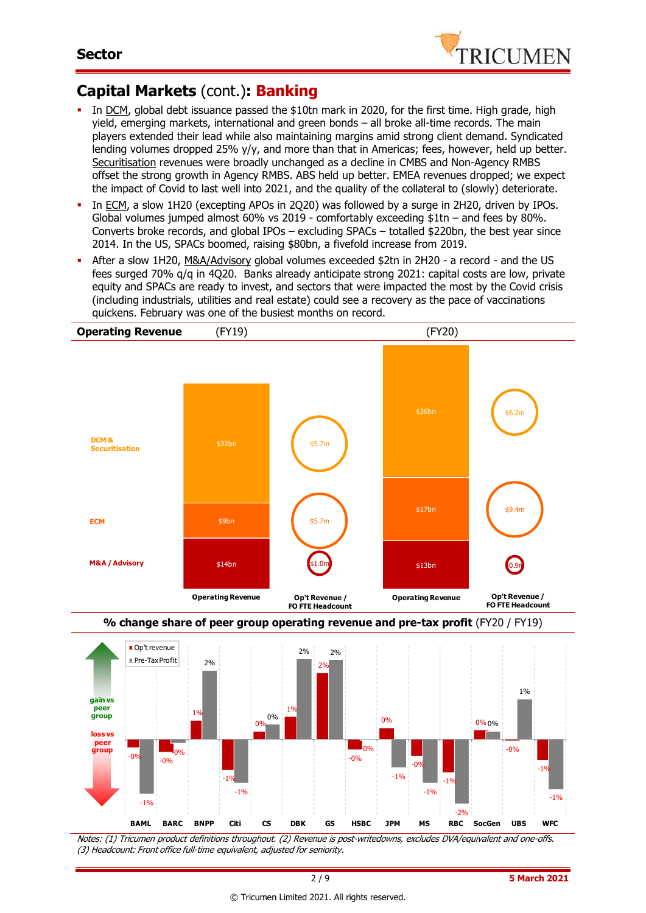## Capital Markets (cont.): Banking

- In DCM, global debt issuance passed the $10tn mark in 2020, for the first time. High grade, high yield, emerging markets, international and green bonds – all broke all-time records. The main players extended their lead while also maintaining margins amid strong client demand. Syndicated lending volumes dropped 25% y/y, and more than that in Americas; fees, however, held up better. Securitisation revenues were broadly unchanged as a decline in CMBS and Non-Agency RMBS offset the strong growth in Agency RMBS. ABS held up better. EMEA revenues dropped; we expect the impact of Covid to last well into 2021, and the quality of the collateral to (slowly) deteriorate.
- In ECM, a slow 1H20 (excepting APOs in 2Q20) was followed by a surge in 2H20, driven by IPOs. Global volumes jumped almost 60% vs 2019 - comfortably exceeding $1tn – and fees by 80%. Converts broke records, and global IPOs – excluding SPACs – totalled $220bn, the best year since 2014. In the US, SPACs boomed, raising $80bn, a fivefold increase from 2019.
- After a slow 1H20, M&A/Advisory global volumes exceeded $2tn in 2H20 - a record - and the US fees surged 70% q/q in 4Q20. Banks already anticipate strong 2021: capital costs are low, private equity and SPACs are ready to invest, and sectors that were impacted the most by the Covid crisis (including industrials, utilities and real estate) could see a recovery as the pace of vaccinations quickens. February was one of the busiest months on record.

**Operating Revenue**

| | (FY19) Operating Revenue | (FY19) Op't Revenue / FO FTE Headcount | (FY20) Operating Revenue | (FY20) Op't Revenue / FO FTE Headcount |
|---|---|---|---|---|
| DCM & Securitisation | $32bn | $5.7m | $36bn | $6.2m |
| ECM | $9bn | $5.7m | $17bn | $9.4m |
| M&A / Advisory | $14bn | $1.0m | $13bn | $0.9m |

**% change share of peer group operating revenue and pre-tax profit** (FY20 / FY19)

| | BAML | BARC | BNPP | Citi | CS | DBK | GS | HSBC | JPM | MS | RBC | SocGen | UBS | WFC |
|---|---|---|---|---|---|---|---|---|---|---|---|---|---|---|
| Op't revenue | -0% | -0% | 1% | -1% | 0% | 1% | 2% | -0% | 0% | -0% | -1% | 0% | -0% | -1% |
| Pre-Tax Profit | -1% | -0% | 2% | -1% | 0% | 2% | 2% | 0% | -1% | -1% | -2% | 0% | 1% | -1% |

*Notes: (1) Tricumen product definitions throughout. (2) Revenue is post-writedowns, excludes DVA/equivalent and one-offs. (3) Headcount: Front office full-time equivalent, adjusted for seniority.*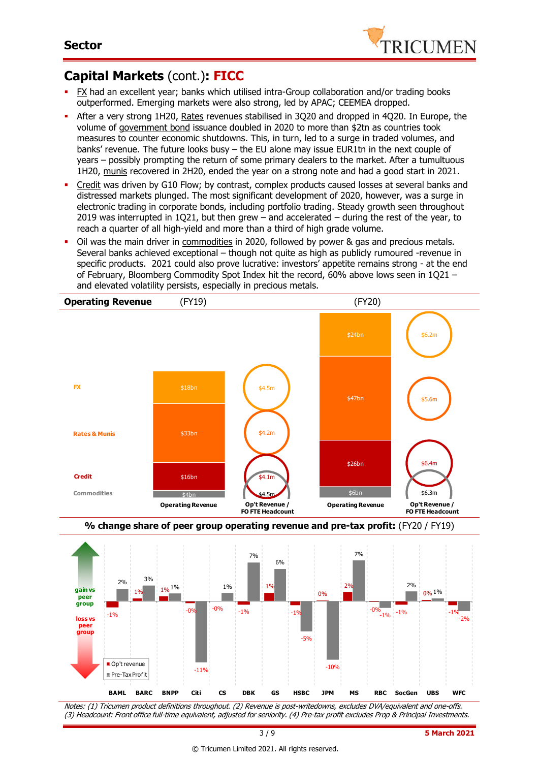## Sector

# Capital Markets (cont.): FICC

- FX had an excellent year; banks which utilised intra-Group collaboration and/or trading books outperformed. Emerging markets were also strong, led by APAC; CEEMEA dropped.
- After a very strong 1H20, Rates revenues stabilised in 3Q20 and dropped in 4Q20. In Europe, the volume of government bond issuance doubled in 2020 to more than $2tn as countries took measures to counter economic shutdowns. This, in turn, led to a surge in traded volumes, and banks' revenue. The future looks busy – the EU alone may issue EUR1tn in the next couple of years – possibly prompting the return of some primary dealers to the market. After a tumultuous 1H20, munis recovered in 2H20, ended the year on a strong note and had a good start in 2021.
- Credit was driven by G10 Flow; by contrast, complex products caused losses at several banks and distressed markets plunged. The most significant development of 2020, however, was a surge in electronic trading in corporate bonds, including portfolio trading. Steady growth seen throughout 2019 was interrupted in 1Q21, but then grew – and accelerated – during the rest of the year, to reach a quarter of all high-yield and more than a third of high grade volume.
- Oil was the main driver in commodities in 2020, followed by power & gas and precious metals. Several banks achieved exceptional – though not quite as high as publicly rumoured -revenue in specific products. 2021 could also prove lucrative: investors' appetite remains strong - at the end of February, Bloomberg Commodity Spot Index hit the record, 60% above lows seen in 1Q21 – and elevated volatility persists, especially in precious metals.

**Operating Revenue**

| | FY19 Operating Revenue | FY19 Op't Revenue / FO FTE Headcount | FY20 Operating Revenue | FY20 Op't Revenue / FO FTE Headcount |
|---|---|---|---|---|
| FX | $18bn | $4.5m | $24bn | $6.2m |
| Rates & Munis | $33bn | $4.2m | $47bn | $5.6m |
| Credit | $16bn | $4.1m | $26bn | $6.4m |
| Commodities | $4bn | $4.5m | $6bn | $6.3m |

**% change share of peer group operating revenue and pre-tax profit:** (FY20 / FY19)

| | BAML | BARC | BNPP | Citi | CS | DBK | GS | HSBC | JPM | MS | RBC | SocGen | UBS | WFC |
|---|---|---|---|---|---|---|---|---|---|---|---|---|---|---|
| Op't revenue | -1% | 1% | 1% | -0% | -0% | -1% | 1% | -1% | 0% | 2% | -0% | -1% | 0% | -1% |
| Pre-Tax Profit | 2% | 3% | 1% | -11% | 1% | 7% | 6% | -5% | -10% | 7% | -1% | 2% | 1% | -2% |

Notes: (1) Tricumen product definitions throughout. (2) Revenue is post-writedowns, excludes DVA/equivalent and one-offs. (3) Headcount: Front office full-time equivalent, adjusted for seniority. (4) Pre-tax profit excludes Prop & Principal Investments.

5 March 2021

© Tricumen Limited 2021. All rights reserved.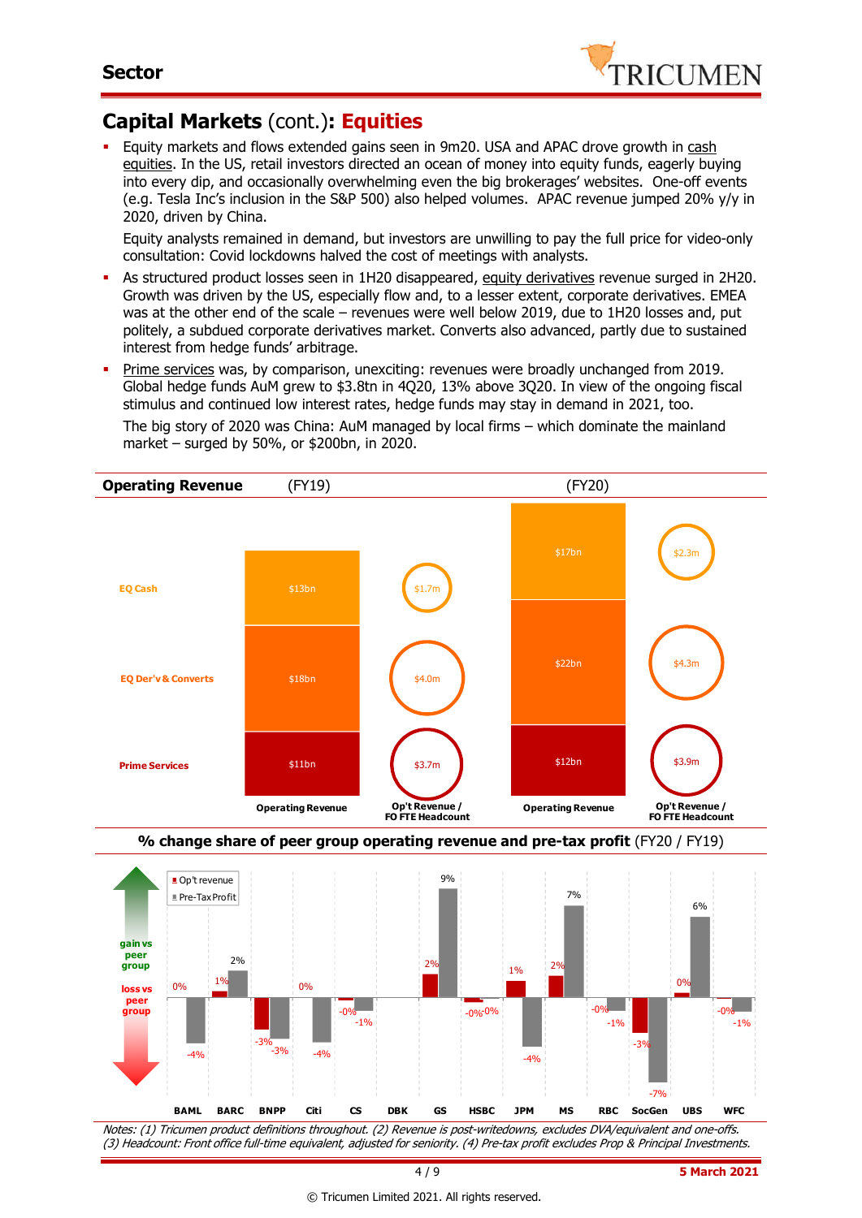## Capital Markets (cont.): **Equities**

- Equity markets and flows extended gains seen in 9m20. USA and APAC drove growth in cash equities. In the US, retail investors directed an ocean of money into equity funds, eagerly buying into every dip, and occasionally overwhelming even the big brokerages' websites. One-off events (e.g. Tesla Inc's inclusion in the S&P 500) also helped volumes. APAC revenue jumped 20% y/y in 2020, driven by China.

  Equity analysts remained in demand, but investors are unwilling to pay the full price for video-only consultation: Covid lockdowns halved the cost of meetings with analysts.

- As structured product losses seen in 1H20 disappeared, equity derivatives revenue surged in 2H20. Growth was driven by the US, especially flow and, to a lesser extent, corporate derivatives. EMEA was at the other end of the scale – revenues were well below 2019, due to 1H20 losses and, put politely, a subdued corporate derivatives market. Converts also advanced, partly due to sustained interest from hedge funds' arbitrage.

- Prime services was, by comparison, unexciting: revenues were broadly unchanged from 2019. Global hedge funds AuM grew to $3.8tn in 4Q20, 13% above 3Q20. In view of the ongoing fiscal stimulus and continued low interest rates, hedge funds may stay in demand in 2021, too.

  The big story of 2020 was China: AuM managed by local firms – which dominate the mainland market – surged by 50%, or $200bn, in 2020.

**Operating Revenue**

| | (FY19) Operating Revenue | (FY19) Op't Revenue / FO FTE Headcount | (FY20) Operating Revenue | (FY20) Op't Revenue / FO FTE Headcount |
|---|---|---|---|---|
| EQ Cash | $13bn | $1.7m | $17bn | $2.3m |
| EQ Der'v & Converts | $18bn | $4.0m | $22bn | $4.3m |
| Prime Services | $11bn | $3.7m | $12bn | $3.9m |

**% change share of peer group operating revenue and pre-tax profit** (FY20 / FY19)

| | BAML | BARC | BNPP | Citi | CS | DBK | GS | HSBC | JPM | MS | RBC | SocGen | UBS | WFC |
|---|---|---|---|---|---|---|---|---|---|---|---|---|---|---|
| Op't revenue | 0% | 1% | -3% | 0% | -0% | | 2% | -0% | 1% | 2% | -0% | -3% | 0% | -0% |
| Pre-Tax Profit | -4% | 2% | -3% | -4% | -1% | | 9% | -0% | -4% | 7% | -1% | -7% | 6% | -1% |

*Notes: (1) Tricumen product definitions throughout. (2) Revenue is post-writedowns, excludes DVA/equivalent and one-offs. (3) Headcount: Front office full-time equivalent, adjusted for seniority. (4) Pre-tax profit excludes Prop & Principal Investments.*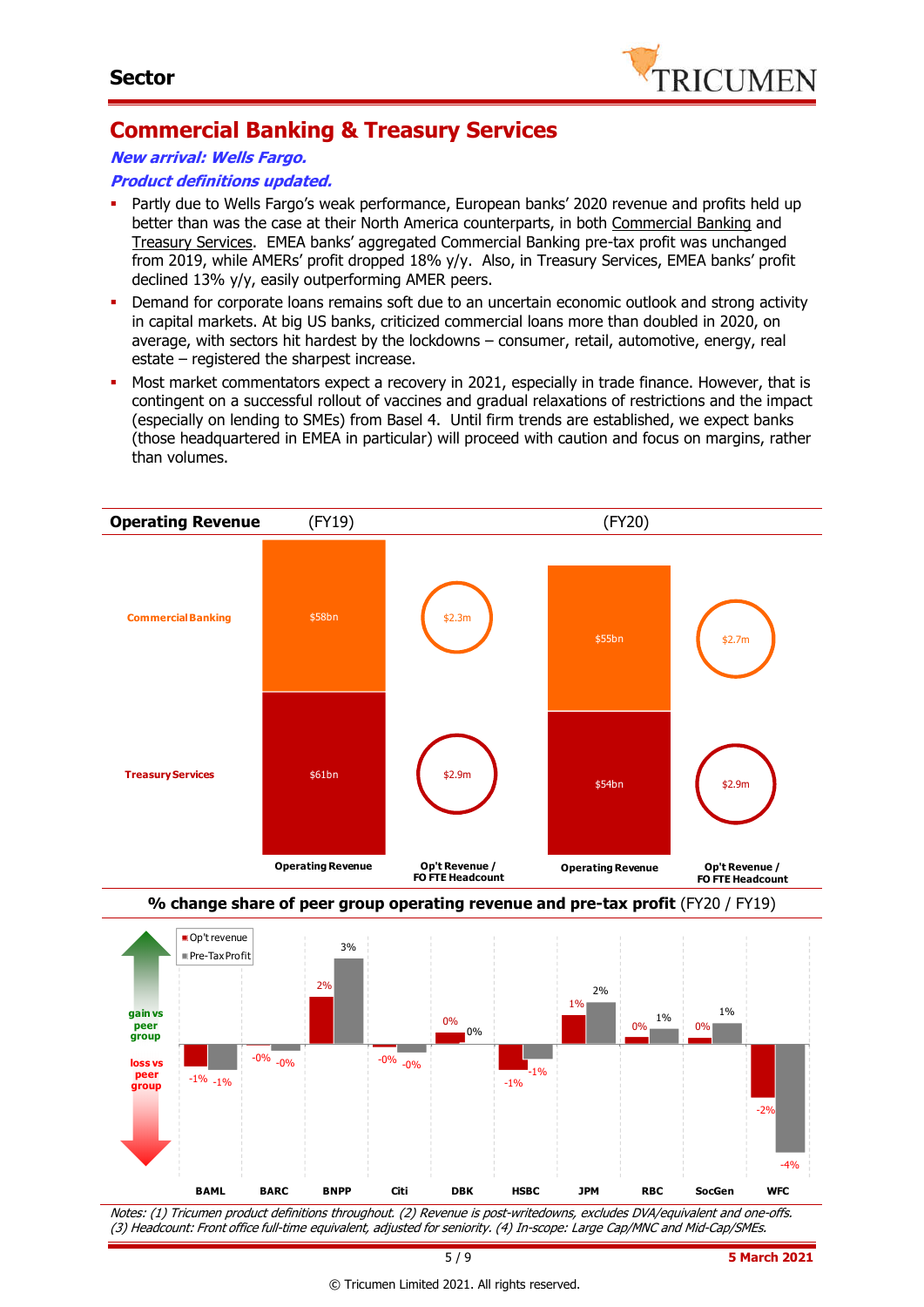## Sector

# Commercial Banking & Treasury Services

***New arrival: Wells Fargo.***

***Product definitions updated.***

- Partly due to Wells Fargo's weak performance, European banks' 2020 revenue and profits held up better than was the case at their North America counterparts, in both Commercial Banking and Treasury Services. EMEA banks' aggregated Commercial Banking pre-tax profit was unchanged from 2019, while AMERs' profit dropped 18% y/y. Also, in Treasury Services, EMEA banks' profit declined 13% y/y, easily outperforming AMER peers.
- Demand for corporate loans remains soft due to an uncertain economic outlook and strong activity in capital markets. At big US banks, criticized commercial loans more than doubled in 2020, on average, with sectors hit hardest by the lockdowns – consumer, retail, automotive, energy, real estate – registered the sharpest increase.
- Most market commentators expect a recovery in 2021, especially in trade finance. However, that is contingent on a successful rollout of vaccines and gradual relaxations of restrictions and the impact (especially on lending to SMEs) from Basel 4. Until firm trends are established, we expect banks (those headquartered in EMEA in particular) will proceed with caution and focus on margins, rather than volumes.

**Operating Revenue**

| | (FY19) Operating Revenue | (FY19) Op't Revenue / FO FTE Headcount | (FY20) Operating Revenue | (FY20) Op't Revenue / FO FTE Headcount |
|---|---|---|---|---|
| Commercial Banking | $58bn | $2.3m | $55bn | $2.7m |
| Treasury Services | $61bn | $2.9m | $54bn | $2.9m |

**% change share of peer group operating revenue and pre-tax profit** (FY20 / FY19)

| | BAML | BARC | BNPP | Citi | DBK | HSBC | JPM | RBC | SocGen | WFC |
|---|---|---|---|---|---|---|---|---|---|---|
| Op't revenue | -1% | -0% | 2% | -0% | 0% | -1% | 1% | 0% | 0% | -2% |
| Pre-Tax Profit | -1% | -0% | 3% | -0% | 0% | -1% | 2% | 1% | 1% | -4% |

(gain vs peer group / loss vs peer group)

*Notes: (1) Tricumen product definitions throughout. (2) Revenue is post-writedowns, excludes DVA/equivalent and one-offs. (3) Headcount: Front office full-time equivalent, adjusted for seniority. (4) In-scope: Large Cap/MNC and Mid-Cap/SMEs.*

**5 March 2021**

© Tricumen Limited 2021. All rights reserved.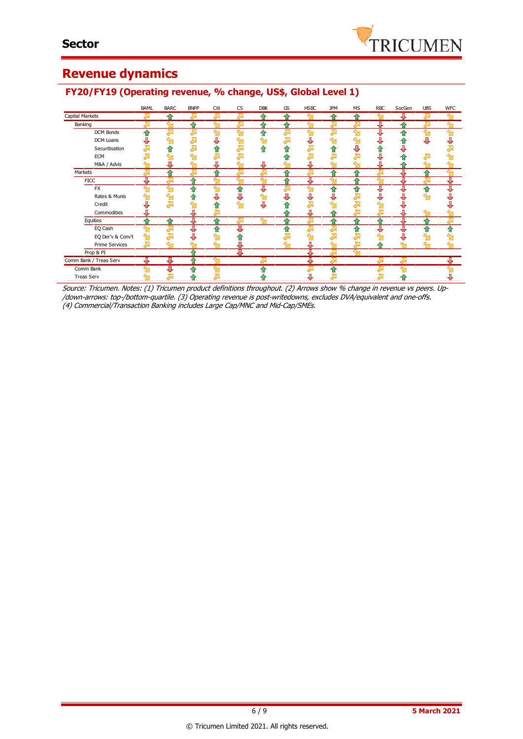## Revenue dynamics

### FY20/FY19 (Operating revenue, % change, US$, Global Level 1)

| | BAML | BARC | BNPP | Citi | CS | DBK | GS | HSBC | JPM | MS | RBC | SocGen | UBS | WFC |
|---|---|---|---|---|---|---|---|---|---|---|---|---|---|---|
| Capital Markets | ↗ | ↑ | ↗ | ↗ | ↗ | ↑ | ↑ | ↘ | ↑ | ↑ | ↘ | ↓ | ↗ | ↘ |
| Banking | ↗ | ↘ | ↑ | ↘ | ↗ | ↑ | ↑ | ↘ | ↗ | ↗ | ↓ | ↑ | ↗ | ↘ |
| DCM Bonds | ↑ | ↗ | ↗ | ↘ | ↘ | ↑ | ↗ | ↘ | ↗ | ↘ | ↓ | ↑ | ↘ | ↘ |
| DCM Loans | ↓ | ↘ | ↗ | ↓ | ↘ | ↘ | ↗ | ↓ | ↘ | ↘ | ↓ | ↑ | ↓ | ↓ |
| Securitisation | ↗ | ↑ | ↗ | ↑ | ↗ | ↑ | ↑ | ↗ | ↑ | ↓ | ↑ | ↓ | | ↗ |
| ECM | ↗ | ↘ | ↘ | ↗ | ↗ | | ↑ | ↗ | ↗ | ↗ | ↓ | ↑ | ↗ | ↘ |
| M&A / Advis | ↘ | ↓ | ↘ | ↓ | ↘ | ↓ | ↘ | ↓ | ↘ | ↘ | ↓ | ↑ | ↘ | ↘ |
| Markets | ↗ | ↑ | ↗ | ↑ | ↗ | ↗ | ↑ | ↗ | ↑ | ↑ | ↗ | ↓ | ↑ | ↘ |
| FICC | ↓ | ↗ | ↑ | ↘ | ↘ | ↘ | ↑ | ↓ | ↘ | ↑ | ↘ | ↓ | ↗ | ↓ |
| FX | ↘ | ↘ | ↑ | ↘ | ↑ | ↓ | ↗ | ↘ | ↑ | ↑ | ↓ | ↓ | ↑ | ↓ |
| Rates & Munis | ↘ | ↘ | ↑ | ↓ | ↓ | ↘ | ↓ | ↓ | ↓ | ↗ | ↓ | ↓ | ↘ | ↓ |
| Credit | ↓ | ↗ | ↘ | ↑ | ↘ | ↓ | ↑ | ↗ | ↘ | ↗ | ↘ | ↓ | | ↓ |
| Commodities | ↓ | | ↓ | ↗ | | | ↑ | ↓ | ↑ | ↗ | ↗ | ↓ | ↘ | ↘ |
| Equities | ↑ | ↑ | ↓ | ↑ | ↗ | ↘ | ↑ | ↗ | ↑ | ↑ | ↑ | ↓ | ↑ | ↗ |
| EQ Cash | ↘ | ↗ | ↓ | ↑ | ↓ | | ↑ | ↗ | ↗ | ↑ | ↓ | ↓ | ↑ | ↑ |
| EQ Der'v & Conv't | ↘ | ↗ | ↓ | ↘ | ↑ | | ↗ | ↘ | ↗ | ↗ | ↘ | ↓ | ↘ | ↘ |
| Prime Services | ↗ | ↘ | ↘ | ↘ | ↓ | | ↘ | ↓ | ↘ | ↗ | ↑ | ↘ | ↘ | ↘ |
| Prop & PI | | | ↑ | | ↓ | | | ↓ | ↗ | ↘ | | | | |
| Comm Bank / Treas Serv | ↓ | ↓ | ↑ | ↘ | | ↗ | | ↓ | ↗ | | ↗ | ↗ | | ↓ |
| Comm Bank | ↘ | ↓ | ↑ | ↘ | | ↑ | | ↗ | ↑ | | ↗ | ↘ | | ↘ |
| Treas Serv | ↘ | ↗ | ↑ | ↗ | | ↑ | | ↓ | ↗ | | ↗ | ↑ | | ↓ |

*Source: Tricumen. Notes: (1) Tricumen product definitions throughout. (2) Arrows show % change in revenue vs peers. Up-/down-arrows: top-/bottom-quartile. (3) Operating revenue is post-writedowns, excludes DVA/equivalent and one-offs. (4) Commercial/Transaction Banking includes Large Cap/MNC and Mid-Cap/SMEs.*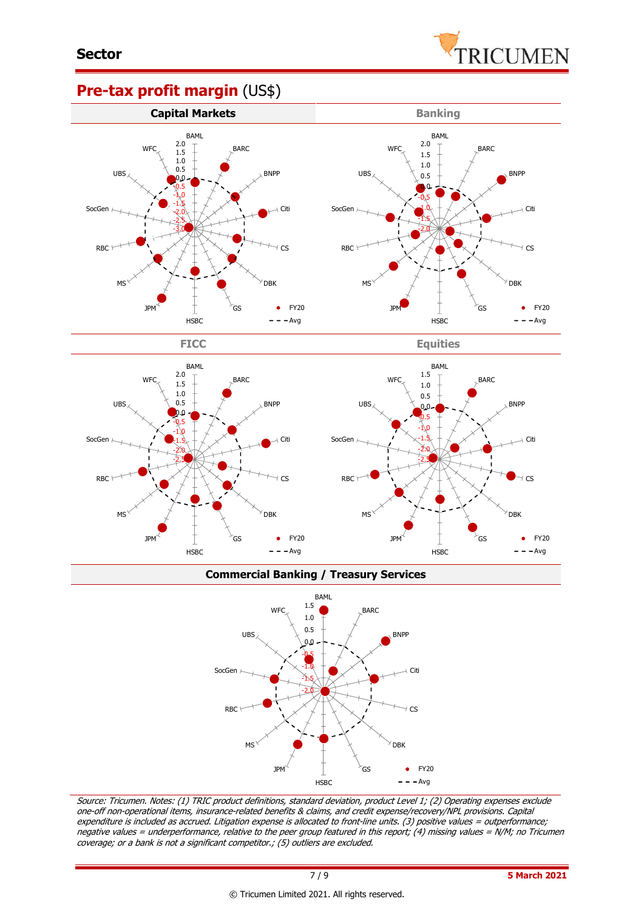## **Pre-tax profit margin** (US$)

### Capital Markets

BAML, BARC, BNPP, Citi, CS, DBK, GS, HSBC, JPM, MS, RBC, SocGen, UBS, WFC

● FY20 - - - Avg

### Banking

BAML, BARC, BNPP, Citi, CS, DBK, GS, HSBC, JPM, MS, RBC, SocGen, UBS, WFC

● FY20 - - - Avg

### FICC

BAML, BARC, BNPP, Citi, CS, DBK, GS, HSBC, JPM, MS, RBC, SocGen, UBS, WFC

● FY20 - - - Avg

### Equities

BAML, BARC, BNPP, Citi, CS, DBK, GS, HSBC, JPM, MS, RBC, SocGen, UBS, WFC

● FY20 - - - Avg

### Commercial Banking / Treasury Services

BAML, BARC, BNPP, Citi, CS, DBK, GS, HSBC, JPM, MS, RBC, SocGen, UBS, WFC

● FY20 - - - Avg

*Source: Tricumen. Notes: (1) TRIC product definitions, standard deviation, product Level 1; (2) Operating expenses exclude one-off non-operational items, insurance-related benefits & claims, and credit expense/recovery/NPL provisions. Capital expenditure is included as accrued. Litigation expense is allocated to front-line units. (3) positive values = outperformance; negative values = underperformance, relative to the peer group featured in this report; (4) missing values = N/M; no Tricumen coverage; or a bank is not a significant competitor.; (5) outliers are excluded.*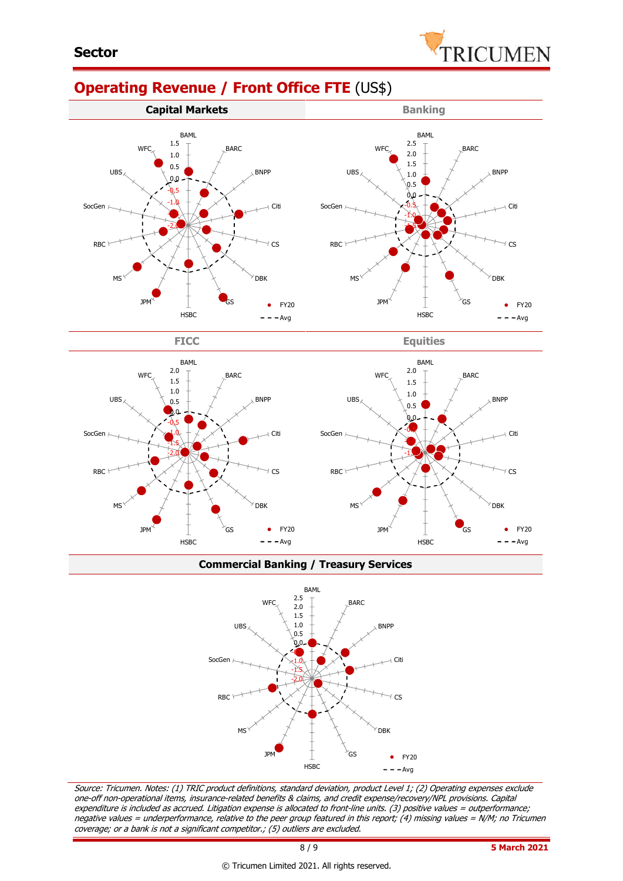## Sector

# Operating Revenue / Front Office FTE (US$)

### Capital Markets

BAML, BARC, BNPP, Citi, CS, DBK, GS, HSBC, JPM, MS, RBC, SocGen, UBS, WFC

1.5, 1.0, 0.5, 0.0, -0.5, -1.0, -2.0

● FY20
- - - Avg

### Banking

BAML, BARC, BNPP, Citi, CS, DBK, GS, HSBC, JPM, MS, RBC, SocGen, UBS, WFC

2.5, 2.0, 1.5, 1.0, 0.5, 0.0, -0.5, -1.0, -1.5

● FY20
- - - Avg

### FICC

BAML, BARC, BNPP, Citi, CS, DBK, GS, HSBC, JPM, MS, RBC, SocGen, UBS, WFC

2.0, 1.5, 1.0, 0.5, 0.0, -0.5, -1.0, -1.5, -2.0

● FY20
- - - Avg

### Equities

BAML, BARC, BNPP, Citi, CS, DBK, GS, HSBC, JPM, MS, RBC, SocGen, UBS, WFC

2.0, 1.5, 1.0, 0.5, 0.0

● FY20
- - - Avg

### Commercial Banking / Treasury Services

BAML, BARC, BNPP, Citi, CS, DBK, GS, HSBC, JPM, MS, RBC, SocGen, UBS, WFC

2.5, 2.0, 1.5, 1.0, 0.5, 0.0, -1.0, -1.5, -2.0

● FY20
- - - Avg

*Source: Tricumen. Notes: (1) TRIC product definitions, standard deviation, product Level 1; (2) Operating expenses exclude one-off non-operational items, insurance-related benefits & claims, and credit expense/recovery/NPL provisions. Capital expenditure is included as accrued. Litigation expense is allocated to front-line units. (3) positive values = outperformance; negative values = underperformance, relative to the peer group featured in this report; (4) missing values = N/M; no Tricumen coverage; or a bank is not a significant competitor.; (5) outliers are excluded.*

5 March 2021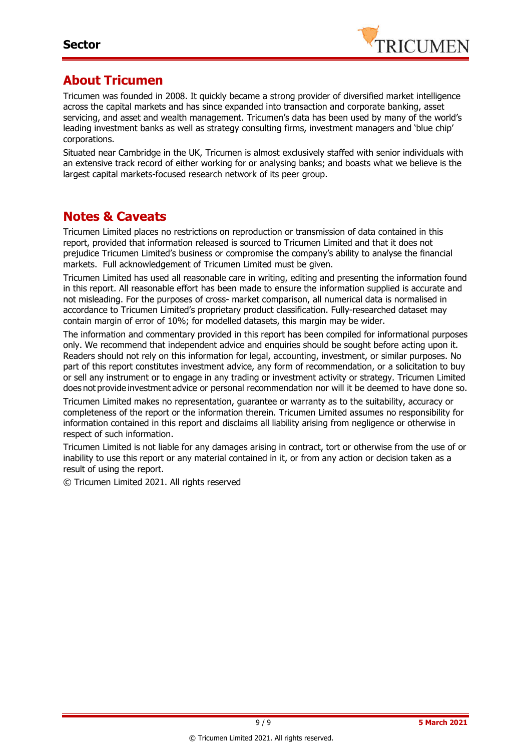## About Tricumen

Tricumen was founded in 2008. It quickly became a strong provider of diversified market intelligence across the capital markets and has since expanded into transaction and corporate banking, asset servicing, and asset and wealth management. Tricumen's data has been used by many of the world's leading investment banks as well as strategy consulting firms, investment managers and 'blue chip' corporations.

Situated near Cambridge in the UK, Tricumen is almost exclusively staffed with senior individuals with an extensive track record of either working for or analysing banks; and boasts what we believe is the largest capital markets-focused research network of its peer group.

## Notes & Caveats

Tricumen Limited places no restrictions on reproduction or transmission of data contained in this report, provided that information released is sourced to Tricumen Limited and that it does not prejudice Tricumen Limited's business or compromise the company's ability to analyse the financial markets. Full acknowledgement of Tricumen Limited must be given.

Tricumen Limited has used all reasonable care in writing, editing and presenting the information found in this report. All reasonable effort has been made to ensure the information supplied is accurate and not misleading. For the purposes of cross- market comparison, all numerical data is normalised in accordance to Tricumen Limited's proprietary product classification. Fully-researched dataset may contain margin of error of 10%; for modelled datasets, this margin may be wider.

The information and commentary provided in this report has been compiled for informational purposes only. We recommend that independent advice and enquiries should be sought before acting upon it. Readers should not rely on this information for legal, accounting, investment, or similar purposes. No part of this report constitutes investment advice, any form of recommendation, or a solicitation to buy or sell any instrument or to engage in any trading or investment activity or strategy. Tricumen Limited does not provide investment advice or personal recommendation nor will it be deemed to have done so.

Tricumen Limited makes no representation, guarantee or warranty as to the suitability, accuracy or completeness of the report or the information therein. Tricumen Limited assumes no responsibility for information contained in this report and disclaims all liability arising from negligence or otherwise in respect of such information.

Tricumen Limited is not liable for any damages arising in contract, tort or otherwise from the use of or inability to use this report or any material contained in it, or from any action or decision taken as a result of using the report.

© Tricumen Limited 2021. All rights reserved